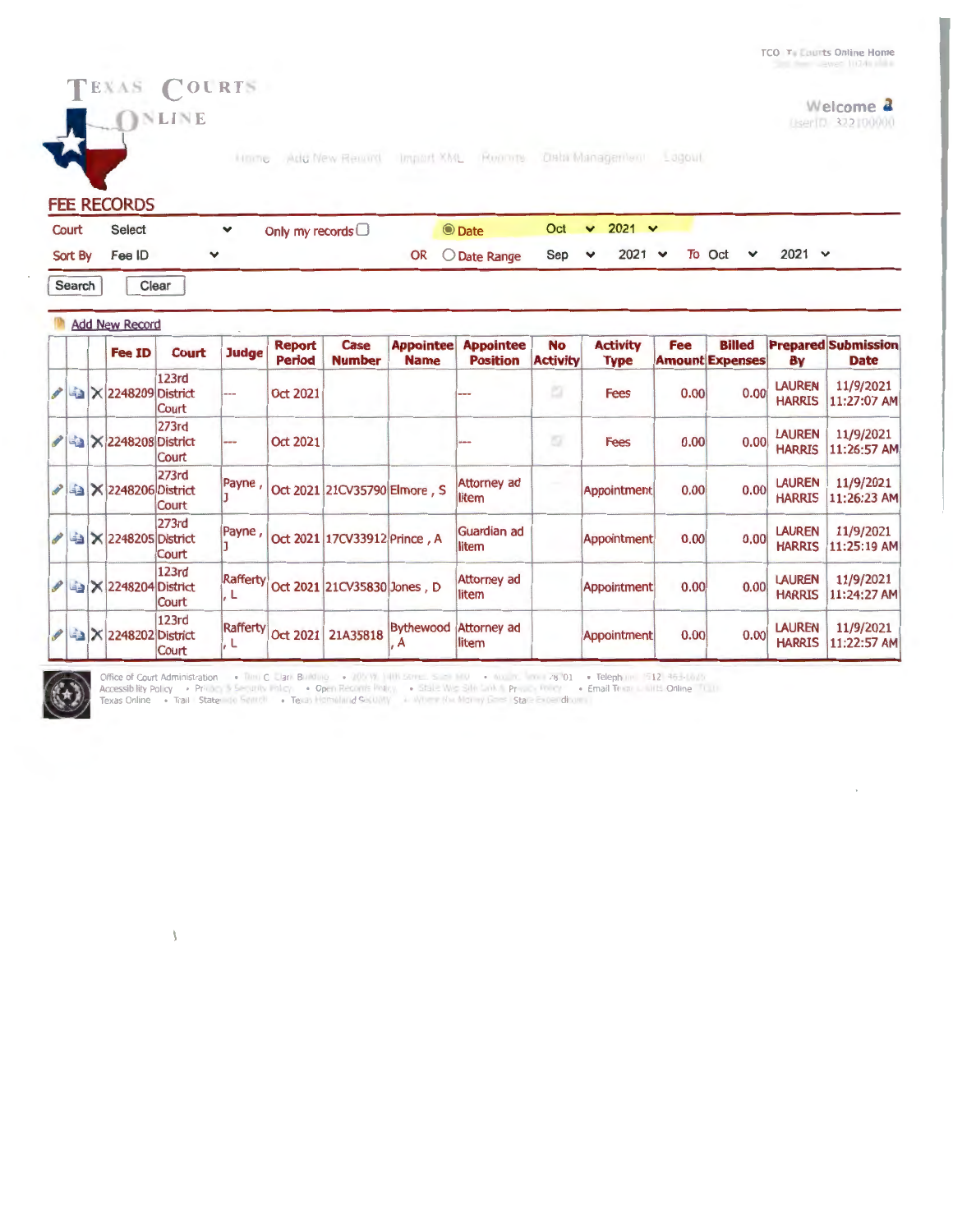# TEXAS COURTS ONLINE

TCO · Tx Courts Online Home

Welcome
UserID: 322100000

Home · Add New Record · Import XML · Reports · Data Management · Logout

## FEE RECORDS

Court: Select · Only my records · Date: Oct 2021

Sort By: Fee ID · OR Date Range: Sep 2021 To Oct 2021

Search · Clear

Add New Record

| Fee ID | Court | Judge | Report Period | Case Number | Appointee Name | Appointee Position | No Activity | Activity Type | Fee Amount | Billed Expenses | Prepared By | Submission Date |
|---|---|---|---|---|---|---|---|---|---|---|---|---|
| 2248209 | 123rd District Court | --- | Oct 2021 | | | --- | ☑ | Fees | 0.00 | 0.00 | LAUREN HARRIS | 11/9/2021 11:27:07 AM |
| 2248208 | 273rd District Court | --- | Oct 2021 | | | --- | ☑ | Fees | 0.00 | 0.00 | LAUREN HARRIS | 11/9/2021 11:26:57 AM |
| 2248206 | 273rd District Court | Payne , J | Oct 2021 | 21CV35790 | Elmore , S | Attorney ad litem | | Appointment | 0.00 | 0.00 | LAUREN HARRIS | 11/9/2021 11:26:23 AM |
| 2248205 | 273rd District Court | Payne , J | Oct 2021 | 17CV33912 | Prince , A | Guardian ad litem | | Appointment | 0.00 | 0.00 | LAUREN HARRIS | 11/9/2021 11:25:19 AM |
| 2248204 | 123rd District Court | Rafferty , L | Oct 2021 | 21CV35830 | Jones , D | Attorney ad litem | | Appointment | 0.00 | 0.00 | LAUREN HARRIS | 11/9/2021 11:24:27 AM |
| 2248202 | 123rd District Court | Rafferty , L | Oct 2021 | 21A35818 | Bythewood , A | Attorney ad litem | | Appointment | 0.00 | 0.00 | LAUREN HARRIS | 11/9/2021 11:22:57 AM |

Office of Court Administration · Tom C. Clark Building · 205 W. 14th Street, Suite 600 · Austin, Texas 78701 · Telephone (512) 463-1625
Accessibility Policy · Privacy & Security Policy · Open Records Policy · State Web Site Link & Privacy Policy · Email Texas Courts Online (TCO)
Texas Online · Trail Statewide Search · Texas Homeland Security · Where the Money Goes (State Expenditures)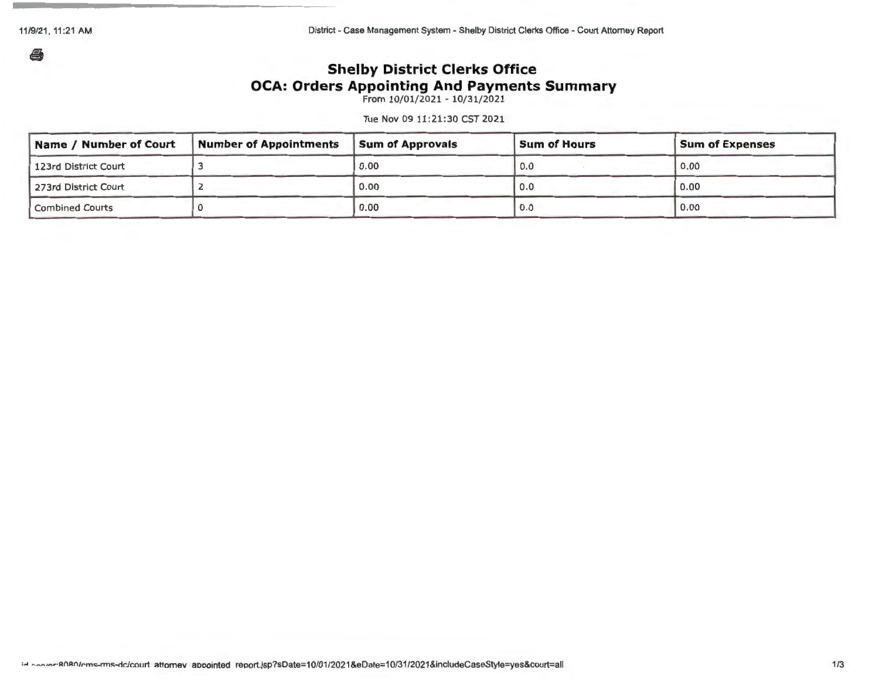# Shelby District Clerks Office

## OCA: Orders Appointing And Payments Summary

From 10/01/2021 - 10/31/2021

Tue Nov 09 11:21:30 CST 2021

| Name / Number of Court | Number of Appointments | Sum of Approvals | Sum of Hours | Sum of Expenses |
|---|---|---|---|---|
| 123rd District Court | 3 | 0.00 | 0.0 | 0.00 |
| 273rd District Court | 2 | 0.00 | 0.0 | 0.00 |
| Combined Courts | 0 | 0.00 | 0.0 | 0.00 |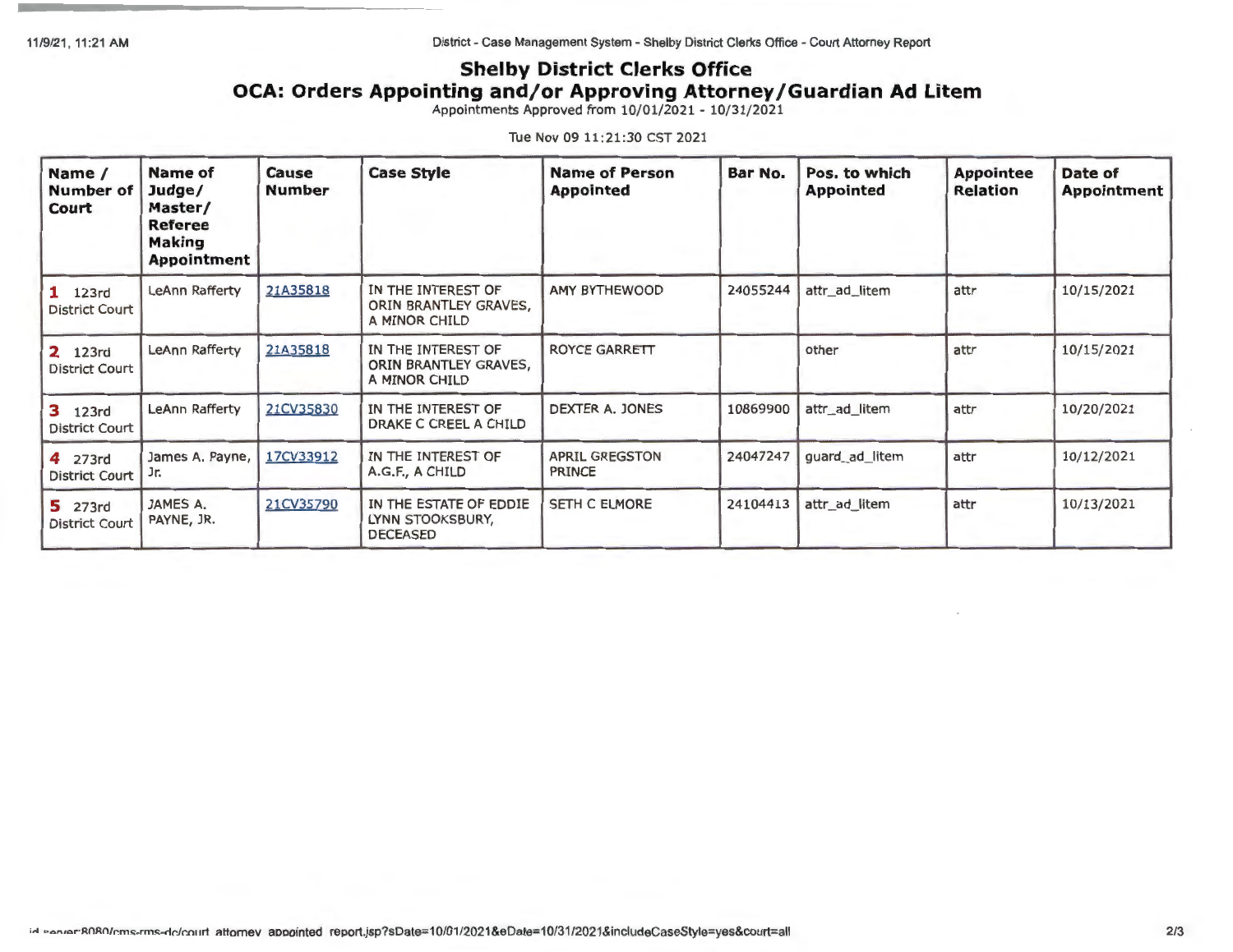## Shelby District Clerks Office

## OCA: Orders Appointing and/or Approving Attorney/Guardian Ad Litem

Appointments Approved from 10/01/2021 - 10/31/2021

Tue Nov 09 11:21:30 CST 2021

| Name / Number of Court | Name of Judge/ Master/ Referee Making Appointment | Cause Number | Case Style | Name of Person Appointed | Bar No. | Pos. to which Appointed | Appointee Relation | Date of Appointment |
|---|---|---|---|---|---|---|---|---|
| 1 123rd District Court | LeAnn Rafferty | 21A35818 | IN THE INTEREST OF ORIN BRANTLEY GRAVES, A MINOR CHILD | AMY BYTHEWOOD | 24055244 | attr_ad_litem | attr | 10/15/2021 |
| 2 123rd District Court | LeAnn Rafferty | 21A35818 | IN THE INTEREST OF ORIN BRANTLEY GRAVES, A MINOR CHILD | ROYCE GARRETT | | other | attr | 10/15/2021 |
| 3 123rd District Court | LeAnn Rafferty | 21CV35830 | IN THE INTEREST OF DRAKE C CREEL A CHILD | DEXTER A. JONES | 10869900 | attr_ad_litem | attr | 10/20/2021 |
| 4 273rd District Court | James A. Payne, Jr. | 17CV33912 | IN THE INTEREST OF A.G.F., A CHILD | APRIL GREGSTON PRINCE | 24047247 | guard_ad_litem | attr | 10/12/2021 |
| 5 273rd District Court | JAMES A. PAYNE, JR. | 21CV35790 | IN THE ESTATE OF EDDIE LYNN STOOKSBURY, DECEASED | SETH C ELMORE | 24104413 | attr_ad_litem | attr | 10/13/2021 |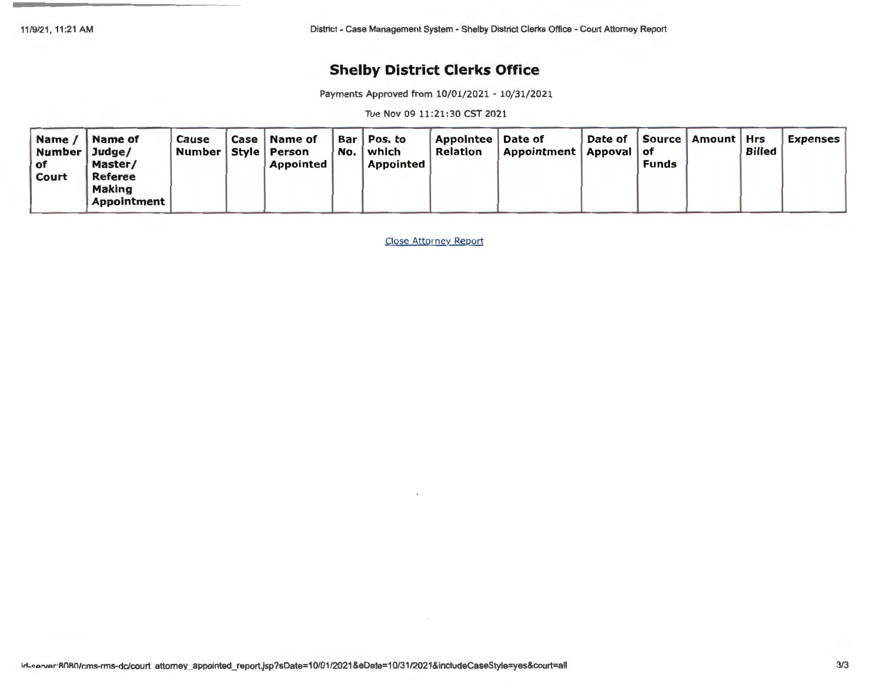# Shelby District Clerks Office

Payments Approved from 10/01/2021 - 10/31/2021

Tue Nov 09 11:21:30 CST 2021

| Name / Number of Court | Name of Judge/ Master/ Referee Making Appointment | Cause Number | Case Style | Name of Person Appointed | Bar No. | Pos. to which Appointed | Appointee Relation | Date of Appointment | Date of Appoval | Source of Funds | Amount | Hrs Billed | Expenses |
|---|---|---|---|---|---|---|---|---|---|---|---|---|---|

Close Attorney Report